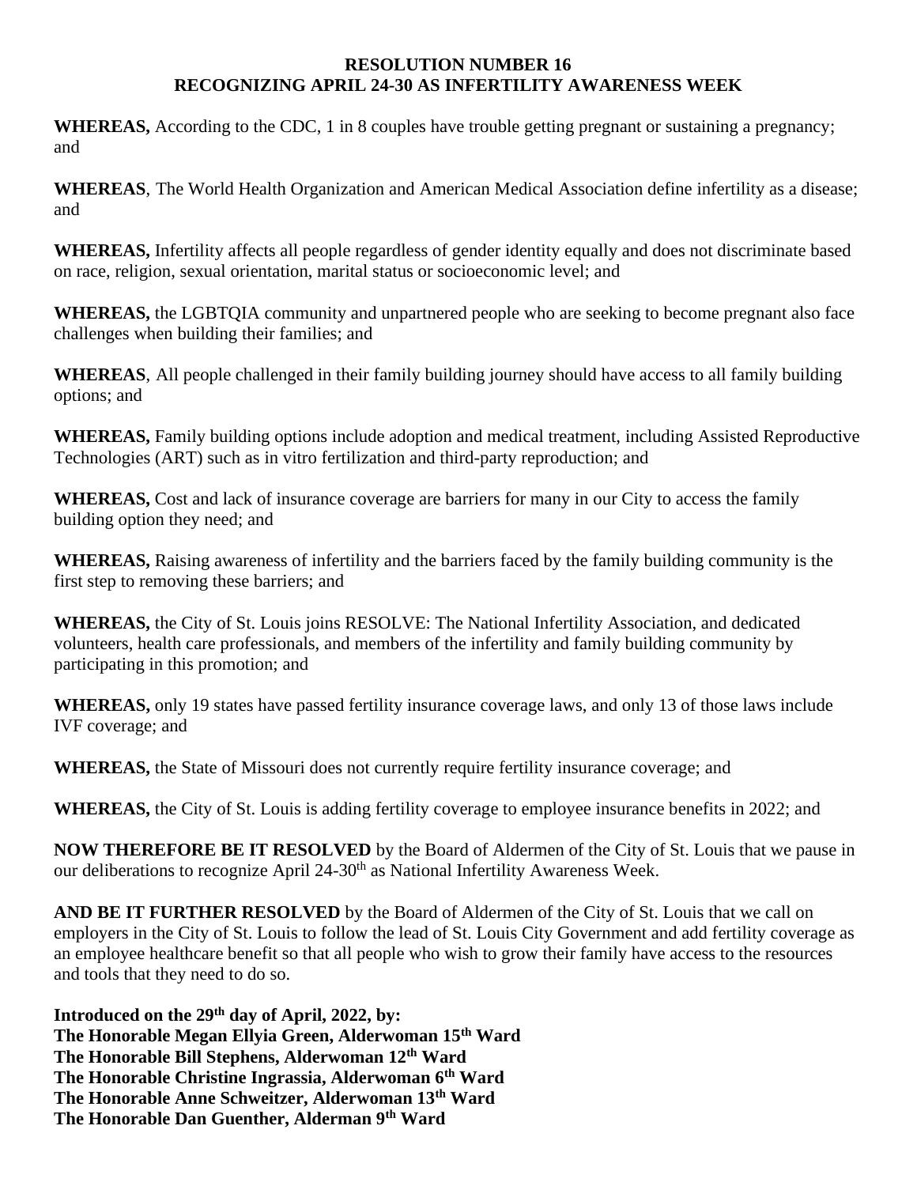**RESOLUTION NUMBER 16**
**RECOGNIZING APRIL 24-30 AS INFERTILITY AWARENESS WEEK**

**WHEREAS,** According to the CDC, 1 in 8 couples have trouble getting pregnant or sustaining a pregnancy; and

**WHEREAS**, The World Health Organization and American Medical Association define infertility as a disease; and

**WHEREAS,** Infertility affects all people regardless of gender identity equally and does not discriminate based on race, religion, sexual orientation, marital status or socioeconomic level; and

**WHEREAS,** the LGBTQIA community and unpartnered people who are seeking to become pregnant also face challenges when building their families; and

**WHEREAS**, All people challenged in their family building journey should have access to all family building options; and

**WHEREAS,** Family building options include adoption and medical treatment, including Assisted Reproductive Technologies (ART) such as in vitro fertilization and third-party reproduction; and

**WHEREAS,** Cost and lack of insurance coverage are barriers for many in our City to access the family building option they need; and

**WHEREAS,** Raising awareness of infertility and the barriers faced by the family building community is the first step to removing these barriers; and

**WHEREAS,** the City of St. Louis joins RESOLVE: The National Infertility Association, and dedicated volunteers, health care professionals, and members of the infertility and family building community by participating in this promotion; and

**WHEREAS,** only 19 states have passed fertility insurance coverage laws, and only 13 of those laws include IVF coverage; and

**WHEREAS,** the State of Missouri does not currently require fertility insurance coverage; and

**WHEREAS,** the City of St. Louis is adding fertility coverage to employee insurance benefits in 2022; and

**NOW THEREFORE BE IT RESOLVED** by the Board of Aldermen of the City of St. Louis that we pause in our deliberations to recognize April 24-30th as National Infertility Awareness Week.

**AND BE IT FURTHER RESOLVED** by the Board of Aldermen of the City of St. Louis that we call on employers in the City of St. Louis to follow the lead of St. Louis City Government and add fertility coverage as an employee healthcare benefit so that all people who wish to grow their family have access to the resources and tools that they need to do so.

**Introduced on the 29th day of April, 2022, by:**
**The Honorable Megan Ellyia Green, Alderwoman 15th Ward**
**The Honorable Bill Stephens, Alderwoman 12th Ward**
**The Honorable Christine Ingrassia, Alderwoman 6th Ward**
**The Honorable Anne Schweitzer, Alderwoman 13th Ward**
**The Honorable Dan Guenther, Alderman 9th Ward**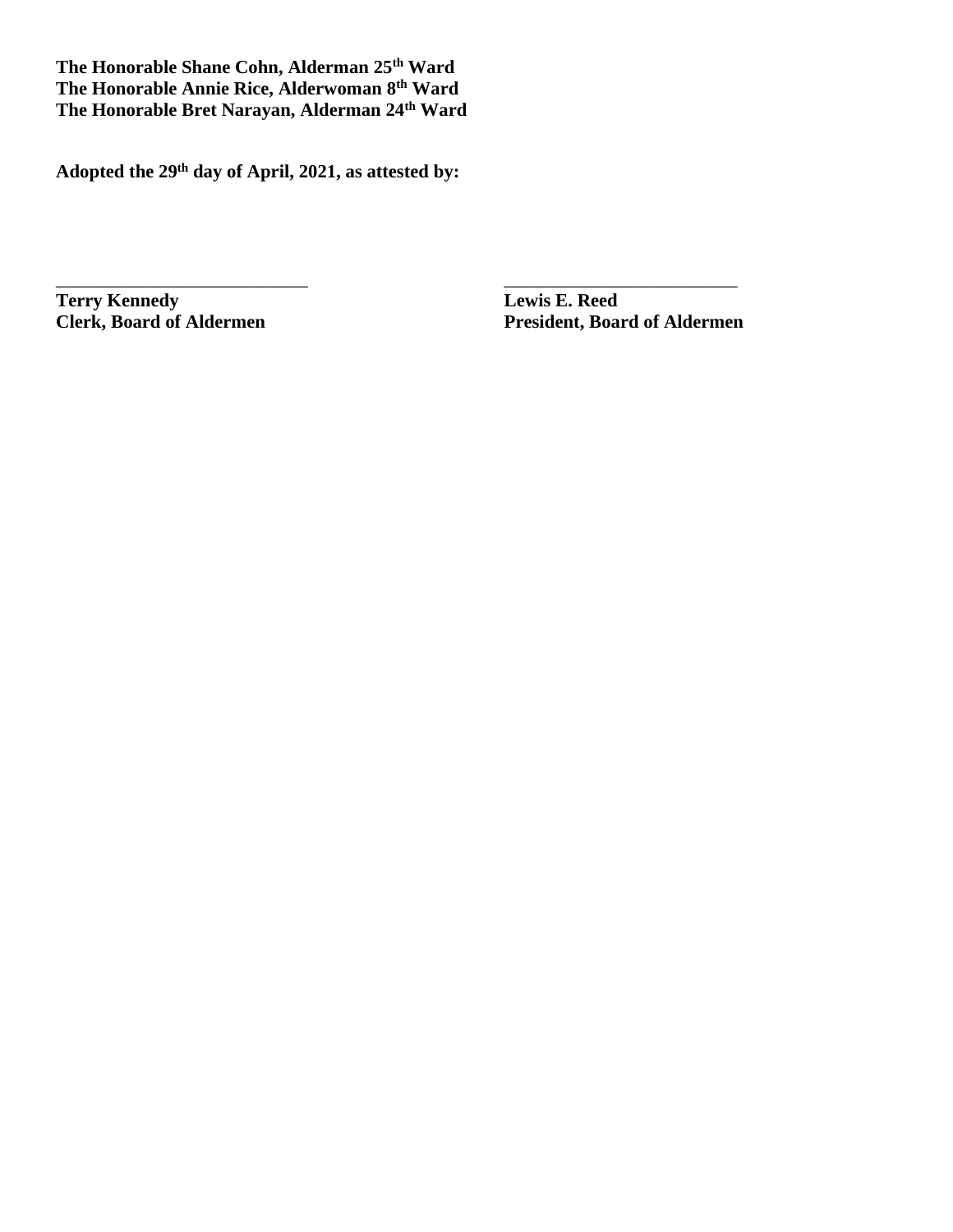**The Honorable Shane Cohn, Alderman 25th Ward**
**The Honorable Annie Rice, Alderwoman 8th Ward**
**The Honorable Bret Narayan, Alderman 24th Ward**

**Adopted the 29th day of April, 2021, as attested by:**

| | |
|---|---|
| ____________________________ | __________________________ |
| **Terry Kennedy** | **Lewis E. Reed** |
| **Clerk, Board of Aldermen** | **President, Board of Aldermen** |